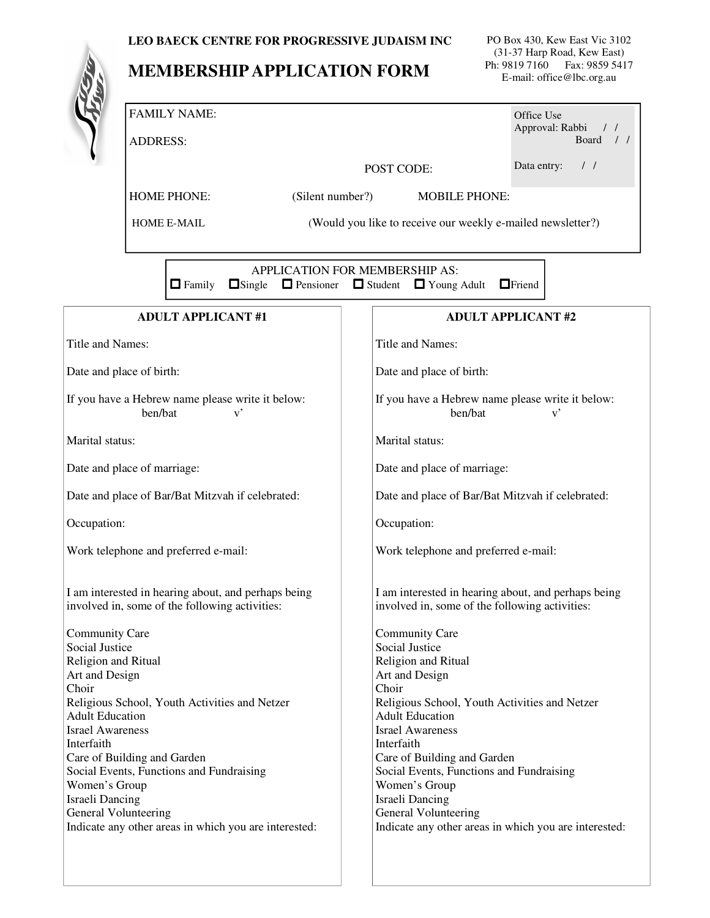**LEO BAECK CENTRE FOR PROGRESSIVE JUDAISM INC**

# MEMBERSHIP APPLICATION FORM

PO Box 430, Kew East Vic 3102
(31-37 Harp Road, Kew East)
Ph: 9819 7160 Fax: 9859 5417
E-mail: office@lbc.org.au

FAMILY NAME:

ADDRESS:

POST CODE:

Office Use
Approval: Rabbi / /
Board / /

Data entry: / /

HOME PHONE: (Silent number?) MOBILE PHONE:

HOME E-MAIL (Would you like to receive our weekly e-mailed newsletter?)

APPLICATION FOR MEMBERSHIP AS:
☐ Family ☐ Single ☐ Pensioner ☐ Student ☐ Young Adult ☐ Friend

## ADULT APPLICANT #1

Title and Names:

Date and place of birth:

If you have a Hebrew name please write it below:
ben/bat v'

Marital status:

Date and place of marriage:

Date and place of Bar/Bat Mitzvah if celebrated:

Occupation:

Work telephone and preferred e-mail:

I am interested in hearing about, and perhaps being involved in, some of the following activities:

Community Care
Social Justice
Religion and Ritual
Art and Design
Choir
Religious School, Youth Activities and Netzer
Adult Education
Israel Awareness
Interfaith
Care of Building and Garden
Social Events, Functions and Fundraising
Women's Group
Israeli Dancing
General Volunteering
Indicate any other areas in which you are interested:

## ADULT APPLICANT #2

Title and Names:

Date and place of birth:

If you have a Hebrew name please write it below:
ben/bat v'

Marital status:

Date and place of marriage:

Date and place of Bar/Bat Mitzvah if celebrated:

Occupation:

Work telephone and preferred e-mail:

I am interested in hearing about, and perhaps being involved in, some of the following activities:

Community Care
Social Justice
Religion and Ritual
Art and Design
Choir
Religious School, Youth Activities and Netzer
Adult Education
Israel Awareness
Interfaith
Care of Building and Garden
Social Events, Functions and Fundraising
Women's Group
Israeli Dancing
General Volunteering
Indicate any other areas in which you are interested: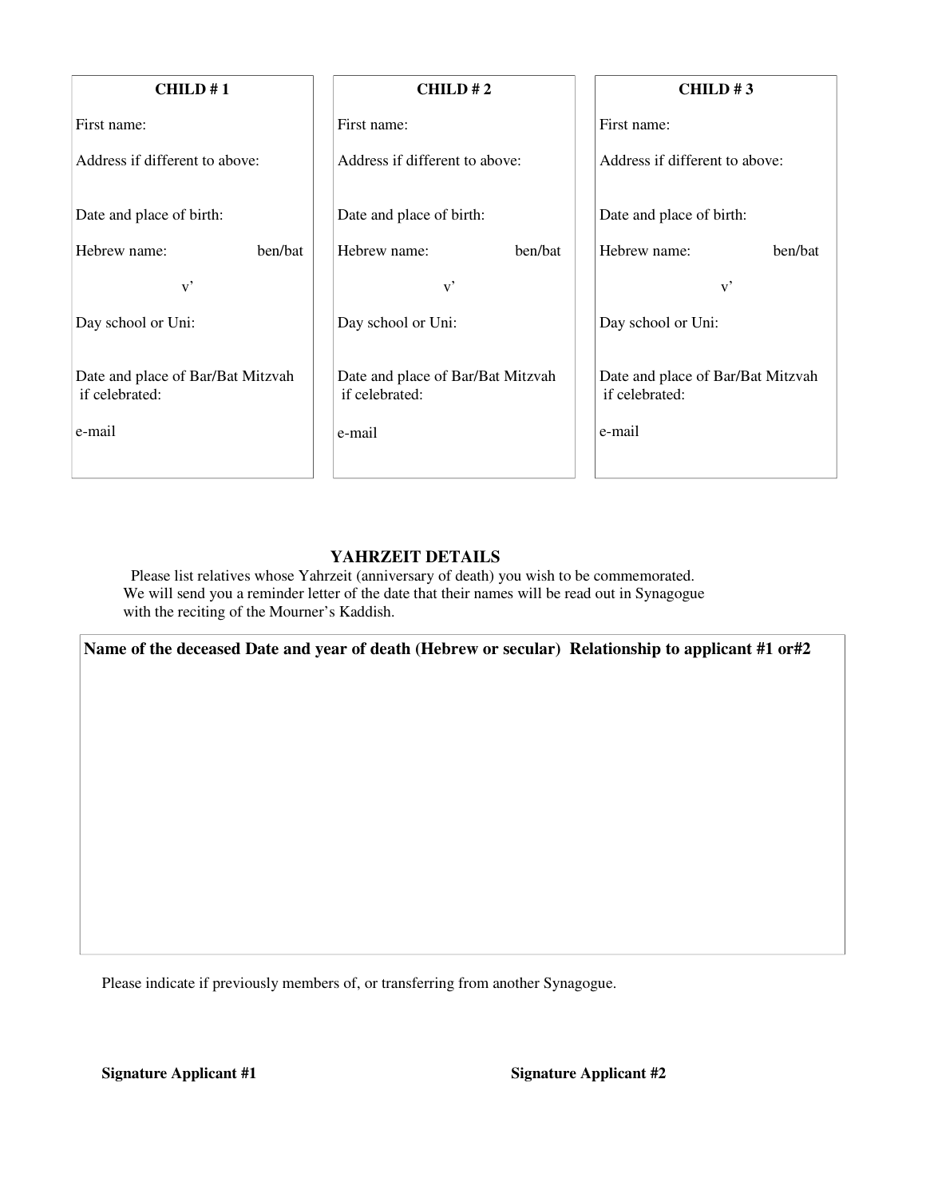| CHILD # 1 | CHILD # 2 | CHILD # 3 |
|---|---|---|
| First name: | First name: | First name: |
| Address if different to above: | Address if different to above: | Address if different to above: |
| Date and place of birth: | Date and place of birth: | Date and place of birth: |
| Hebrew name: ben/bat | Hebrew name: ben/bat | Hebrew name: ben/bat |
| v’ | v’ | v’ |
| Day school or Uni: | Day school or Uni: | Day school or Uni: |
| Date and place of Bar/Bat Mitzvah if celebrated: | Date and place of Bar/Bat Mitzvah if celebrated: | Date and place of Bar/Bat Mitzvah if celebrated: |
| e-mail | e-mail | e-mail |

## YAHRZEIT DETAILS

Please list relatives whose Yahrzeit (anniversary of death) you wish to be commemorated. We will send you a reminder letter of the date that their names will be read out in Synagogue with the reciting of the Mourner’s Kaddish.

| Name of the deceased | Date and year of death (Hebrew or secular) | Relationship to applicant #1 or#2 |
|---|---|---|
| | | |

Please indicate if previously members of, or transferring from another Synagogue.

**Signature Applicant #1**

**Signature Applicant #2**